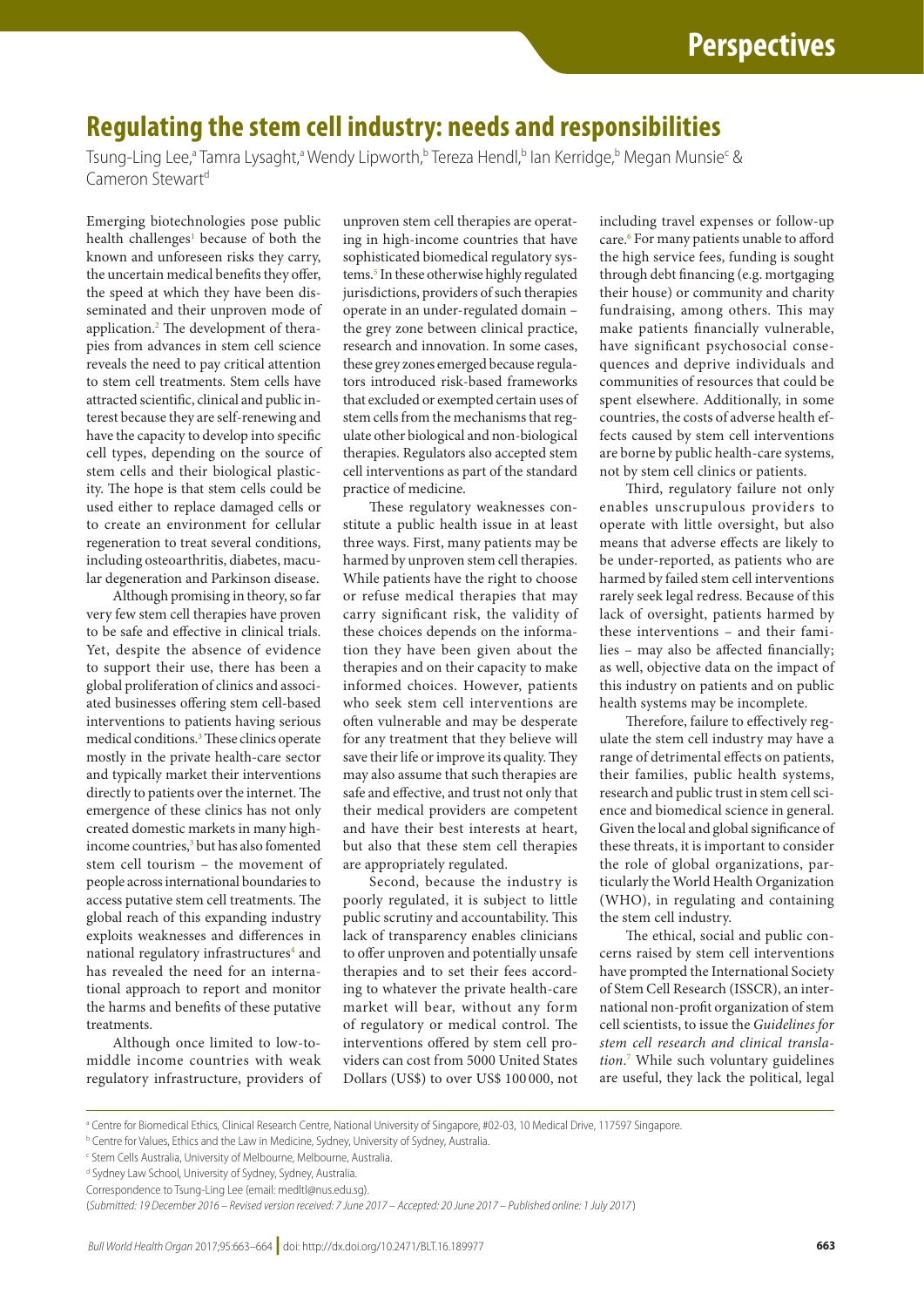Perspectives

# Regulating the stem cell industry: needs and responsibilities

Tsung-Ling Lee,[a] Tamra Lysaght,[a] Wendy Lipworth,[b] Tereza Hendl,[b] Ian Kerridge,[b] Megan Munsie[c] & Cameron Stewart[d]

Emerging biotechnologies pose public health challenges[1] because of both the known and unforeseen risks they carry, the uncertain medical benefits they offer, the speed at which they have been disseminated and their unproven mode of application.[2] The development of therapies from advances in stem cell science reveals the need to pay critical attention to stem cell treatments. Stem cells have attracted scientific, clinical and public interest because they are self-renewing and have the capacity to develop into specific cell types, depending on the source of stem cells and their biological plasticity. The hope is that stem cells could be used either to replace damaged cells or to create an environment for cellular regeneration to treat several conditions, including osteoarthritis, diabetes, macular degeneration and Parkinson disease.

Although promising in theory, so far very few stem cell therapies have proven to be safe and effective in clinical trials. Yet, despite the absence of evidence to support their use, there has been a global proliferation of clinics and associated businesses offering stem cell-based interventions to patients having serious medical conditions.[3] These clinics operate mostly in the private health-care sector and typically market their interventions directly to patients over the internet. The emergence of these clinics has not only created domestic markets in many high-income countries,[3] but has also fomented stem cell tourism – the movement of people across international boundaries to access putative stem cell treatments. The global reach of this expanding industry exploits weaknesses and differences in national regulatory infrastructures[4] and has revealed the need for an international approach to report and monitor the harms and benefits of these putative treatments.

Although once limited to low-to-middle income countries with weak regulatory infrastructure, providers of unproven stem cell therapies are operating in high-income countries that have sophisticated biomedical regulatory systems.[5] In these otherwise highly regulated jurisdictions, providers of such therapies operate in an under-regulated domain – the grey zone between clinical practice, research and innovation. In some cases, these grey zones emerged because regulators introduced risk-based frameworks that excluded or exempted certain uses of stem cells from the mechanisms that regulate other biological and non-biological therapies. Regulators also accepted stem cell interventions as part of the standard practice of medicine.

These regulatory weaknesses constitute a public health issue in at least three ways. First, many patients may be harmed by unproven stem cell therapies. While patients have the right to choose or refuse medical therapies that may carry significant risk, the validity of these choices depends on the information they have been given about the therapies and on their capacity to make informed choices. However, patients who seek stem cell interventions are often vulnerable and may be desperate for any treatment that they believe will save their life or improve its quality. They may also assume that such therapies are safe and effective, and trust not only that their medical providers are competent and have their best interests at heart, but also that these stem cell therapies are appropriately regulated.

Second, because the industry is poorly regulated, it is subject to little public scrutiny and accountability. This lack of transparency enables clinicians to offer unproven and potentially unsafe therapies and to set their fees according to whatever the private health-care market will bear, without any form of regulatory or medical control. The interventions offered by stem cell providers can cost from 5000 United States Dollars (US$) to over US$ 100 000, not including travel expenses or follow-up care.[6] For many patients unable to afford the high service fees, funding is sought through debt financing (e.g. mortgaging their house) or community and charity fundraising, among others. This may make patients financially vulnerable, have significant psychosocial consequences and deprive individuals and communities of resources that could be spent elsewhere. Additionally, in some countries, the costs of adverse health effects caused by stem cell interventions are borne by public health-care systems, not by stem cell clinics or patients.

Third, regulatory failure not only enables unscrupulous providers to operate with little oversight, but also means that adverse effects are likely to be under-reported, as patients who are harmed by failed stem cell interventions rarely seek legal redress. Because of this lack of oversight, patients harmed by these interventions – and their families – may also be affected financially; as well, objective data on the impact of this industry on patients and on public health systems may be incomplete.

Therefore, failure to effectively regulate the stem cell industry may have a range of detrimental effects on patients, their families, public health systems, research and public trust in stem cell science and biomedical science in general. Given the local and global significance of these threats, it is important to consider the role of global organizations, particularly the World Health Organization (WHO), in regulating and containing the stem cell industry.

The ethical, social and public concerns raised by stem cell interventions have prompted the International Society of Stem Cell Research (ISSCR), an international non-profit organization of stem cell scientists, to issue the *Guidelines for stem cell research and clinical translation*.[7] While such voluntary guidelines are useful, they lack the political, legal

[a] Centre for Biomedical Ethics, Clinical Research Centre, National University of Singapore, #02-03, 10 Medical Drive, 117597 Singapore.

[b] Centre for Values, Ethics and the Law in Medicine, Sydney, University of Sydney, Australia.

[c] Stem Cells Australia, University of Melbourne, Melbourne, Australia.

[d] Sydney Law School, University of Sydney, Sydney, Australia.

Correspondence to Tsung-Ling Lee (email: medltl@nus.edu.sg).

(*Submitted: 19 December 2016 – Revised version received: 7 June 2017 – Accepted: 20 June 2017 – Published online: 1 July 2017*)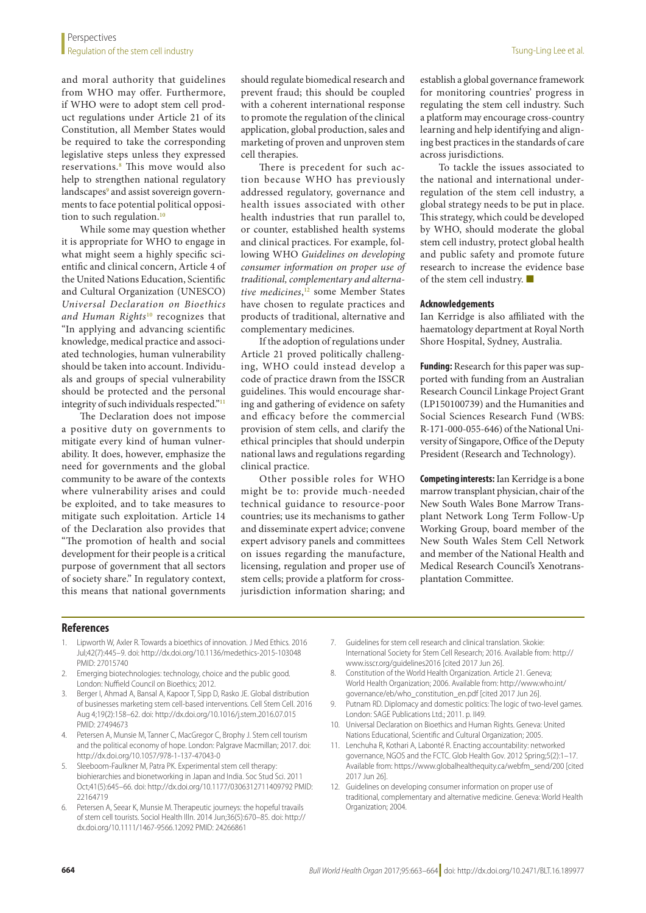and moral authority that guidelines from WHO may offer. Furthermore, if WHO were to adopt stem cell product regulations under Article 21 of its Constitution, all Member States would be required to take the corresponding legislative steps unless they expressed reservations.[8] This move would also help to strengthen national regulatory landscapes[9] and assist sovereign governments to face potential political opposition to such regulation.[10]

While some may question whether it is appropriate for WHO to engage in what might seem a highly specific scientific and clinical concern, Article 4 of the United Nations Education, Scientific and Cultural Organization (UNESCO) *Universal Declaration on Bioethics and Human Rights*[10] recognizes that "In applying and advancing scientific knowledge, medical practice and associated technologies, human vulnerability should be taken into account. Individuals and groups of special vulnerability should be protected and the personal integrity of such individuals respected."[11]

The Declaration does not impose a positive duty on governments to mitigate every kind of human vulnerability. It does, however, emphasize the need for governments and the global community to be aware of the contexts where vulnerability arises and could be exploited, and to take measures to mitigate such exploitation. Article 14 of the Declaration also provides that "The promotion of health and social development for their people is a critical purpose of government that all sectors of society share." In regulatory context, this means that national governments should regulate biomedical research and prevent fraud; this should be coupled with a coherent international response to promote the regulation of the clinical application, global production, sales and marketing of proven and unproven stem cell therapies.

There is precedent for such action because WHO has previously addressed regulatory, governance and health issues associated with other health industries that run parallel to, or counter, established health systems and clinical practices. For example, following WHO *Guidelines on developing consumer information on proper use of traditional, complementary and alternative medicines*,[12] some Member States have chosen to regulate practices and products of traditional, alternative and complementary medicines.

If the adoption of regulations under Article 21 proved politically challenging, WHO could instead develop a code of practice drawn from the ISSCR guidelines. This would encourage sharing and gathering of evidence on safety and efficacy before the commercial provision of stem cells, and clarify the ethical principles that should underpin national laws and regulations regarding clinical practice.

Other possible roles for WHO might be to: provide much-needed technical guidance to resource-poor countries; use its mechanisms to gather and disseminate expert advice; convene expert advisory panels and committees on issues regarding the manufacture, licensing, regulation and proper use of stem cells; provide a platform for cross-jurisdiction information sharing; and establish a global governance framework for monitoring countries' progress in regulating the stem cell industry. Such a platform may encourage cross-country learning and help identifying and aligning best practices in the standards of care across jurisdictions.

To tackle the issues associated to the national and international under-regulation of the stem cell industry, a global strategy needs to be put in place. This strategy, which could be developed by WHO, should moderate the global stem cell industry, protect global health and public safety and promote future research to increase the evidence base of the stem cell industry. ■

#### Acknowledgements

Ian Kerridge is also affiliated with the haematology department at Royal North Shore Hospital, Sydney, Australia.

**Funding:** Research for this paper was supported with funding from an Australian Research Council Linkage Project Grant (LP150100739) and the Humanities and Social Sciences Research Fund (WBS: R-171-000-055-646) of the National University of Singapore, Office of the Deputy President (Research and Technology).

**Competing interests:** Ian Kerridge is a bone marrow transplant physician, chair of the New South Wales Bone Marrow Transplant Network Long Term Follow-Up Working Group, board member of the New South Wales Stem Cell Network and member of the National Health and Medical Research Council's Xenotransplantation Committee.

## References

1. Lipworth W, Axler R. Towards a bioethics of innovation. J Med Ethics. 2016 Jul;42(7):445–9. doi: http://dx.doi.org/10.1136/medethics-2015-103048 PMID: 27015740
2. Emerging biotechnologies: technology, choice and the public good. London: Nuffield Council on Bioethics; 2012.
3. Berger I, Ahmad A, Bansal A, Kapoor T, Sipp D, Rasko JE. Global distribution of businesses marketing stem cell-based interventions. Cell Stem Cell. 2016 Aug 4;19(2):158–62. doi: http://dx.doi.org/10.1016/j.stem.2016.07.015 PMID: 27494673
4. Petersen A, Munsie M, Tanner C, MacGregor C, Brophy J. Stem cell tourism and the political economy of hope. London: Palgrave Macmillan; 2017. doi: http://dx.doi.org/10.1057/978-1-137-47043-0
5. Sleeboom-Faulkner M, Patra PK. Experimental stem cell therapy: biohierarchies and bionetworking in Japan and India. Soc Stud Sci. 2011 Oct;41(5):645–66. doi: http://dx.doi.org/10.1177/0306312711409792 PMID: 22164719
6. Petersen A, Seear K, Munsie M. Therapeutic journeys: the hopeful travails of stem cell tourists. Sociol Health Illn. 2014 Jun;36(5):670–85. doi: http://dx.doi.org/10.1111/1467-9566.12092 PMID: 24266861
7. Guidelines for stem cell research and clinical translation. Skokie: International Society for Stem Cell Research; 2016. Available from: http://www.isscr.org/guidelines2016 [cited 2017 Jun 26].
8. Constitution of the World Health Organization. Article 21. Geneva; World Health Organization; 2006. Available from: http://www.who.int/governance/eb/who_constitution_en.pdf [cited 2017 Jun 26].
9. Putnam RD. Diplomacy and domestic politics: The logic of two-level games. London: SAGE Publications Ltd.; 2011. p. II49.
10. Universal Declaration on Bioethics and Human Rights. Geneva: United Nations Educational, Scientific and Cultural Organization; 2005.
11. Lenchuha R, Kothari A, Labonté R. Enacting accountability: networked governance, NGOS and the FCTC. Glob Health Gov. 2012 Spring;5(2):1–17. Available from: https://www.globalhealthequity.ca/webfm_send/200 [cited 2017 Jun 26].
12. Guidelines on developing consumer information on proper use of traditional, complementary and alternative medicine. Geneva: World Health Organization; 2004.